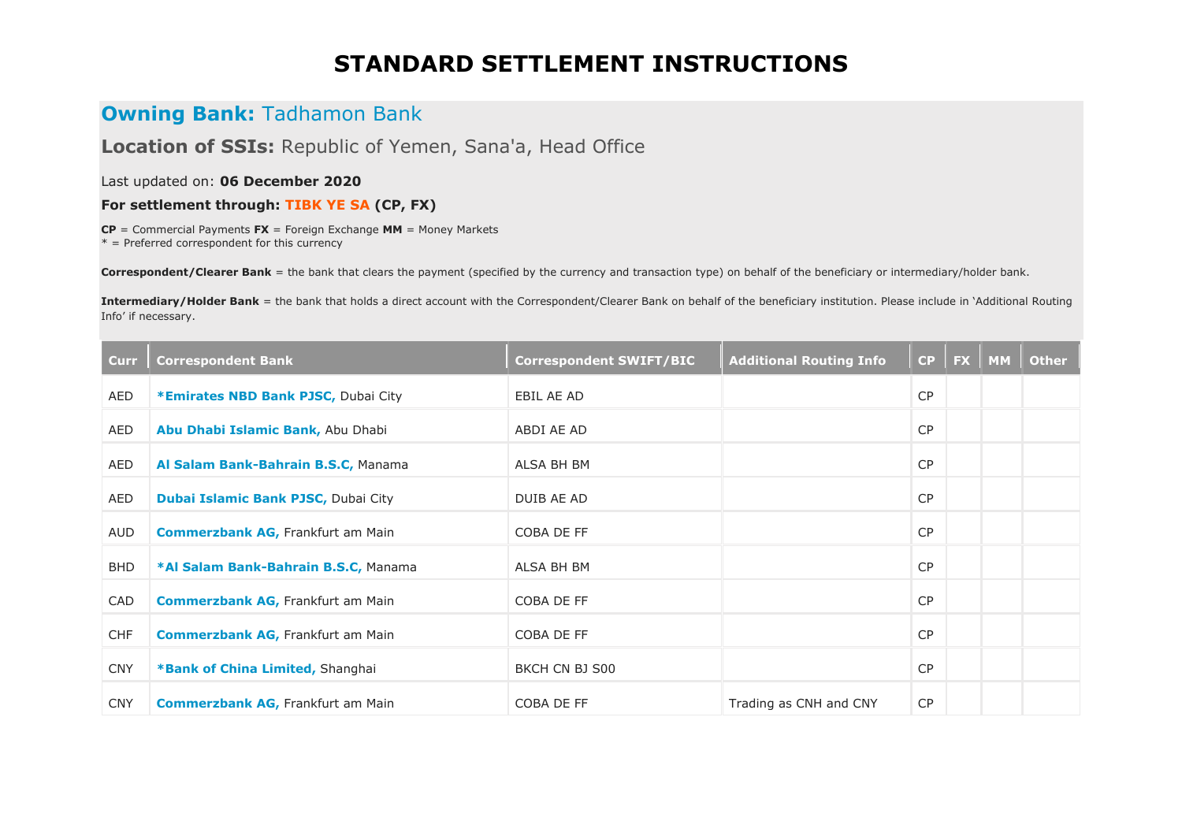# STANDARD SETTLEMENT INSTRUCTIONS

## **Owning Bank:** Tadhamon Bank

### **Location of SSIs:** Republic of Yemen, Sana'a, Head Office

Last updated on: **06 December 2020**

**For settlement through: TIBK YE SA (CP, FX)**

**CP** = Commercial Payments **FX** = Foreign Exchange **MM** = Money Markets
* = Preferred correspondent for this currency

**Correspondent/Clearer Bank** = the bank that clears the payment (specified by the currency and transaction type) on behalf of the beneficiary or intermediary/holder bank.

**Intermediary/Holder Bank** = the bank that holds a direct account with the Correspondent/Clearer Bank on behalf of the beneficiary institution. Please include in 'Additional Routing Info' if necessary.

| Curr | Correspondent Bank | Correspondent SWIFT/BIC | Additional Routing Info | CP | FX | MM | Other |
|---|---|---|---|---|---|---|---|
| AED | ***Emirates NBD Bank PJSC,** Dubai City | EBIL AE AD | | CP | | | |
| AED | **Abu Dhabi Islamic Bank,** Abu Dhabi | ABDI AE AD | | CP | | | |
| AED | **Al Salam Bank-Bahrain B.S.C,** Manama | ALSA BH BM | | CP | | | |
| AED | **Dubai Islamic Bank PJSC,** Dubai City | DUIB AE AD | | CP | | | |
| AUD | **Commerzbank AG,** Frankfurt am Main | COBA DE FF | | CP | | | |
| BHD | ***Al Salam Bank-Bahrain B.S.C,** Manama | ALSA BH BM | | CP | | | |
| CAD | **Commerzbank AG,** Frankfurt am Main | COBA DE FF | | CP | | | |
| CHF | **Commerzbank AG,** Frankfurt am Main | COBA DE FF | | CP | | | |
| CNY | ***Bank of China Limited,** Shanghai | BKCH CN BJ S00 | | CP | | | |
| CNY | **Commerzbank AG,** Frankfurt am Main | COBA DE FF | Trading as CNH and CNY | CP | | | |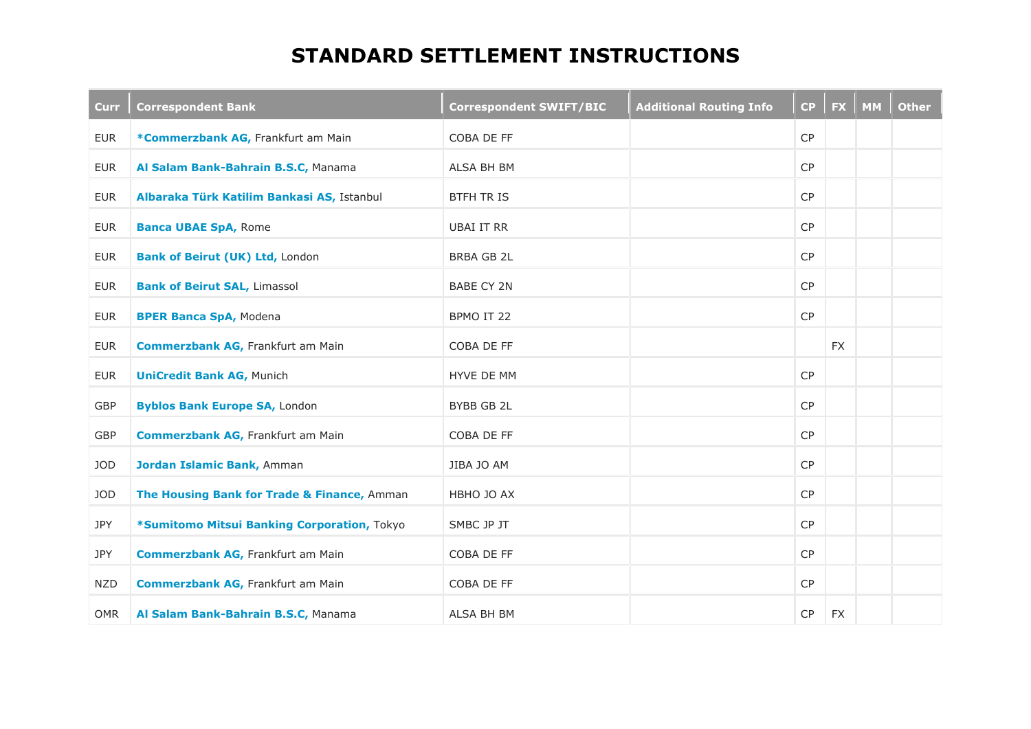# STANDARD SETTLEMENT INSTRUCTIONS

| Curr | Correspondent Bank | Correspondent SWIFT/BIC | Additional Routing Info | CP | FX | MM | Other |
|---|---|---|---|---|---|---|---|
| EUR | ***Commerzbank AG,** Frankfurt am Main | COBA DE FF | | CP | | | |
| EUR | **Al Salam Bank-Bahrain B.S.C,** Manama | ALSA BH BM | | CP | | | |
| EUR | **Albaraka Türk Katilim Bankasi AS,** Istanbul | BTFH TR IS | | CP | | | |
| EUR | **Banca UBAE SpA,** Rome | UBAI IT RR | | CP | | | |
| EUR | **Bank of Beirut (UK) Ltd,** London | BRBA GB 2L | | CP | | | |
| EUR | **Bank of Beirut SAL,** Limassol | BABE CY 2N | | CP | | | |
| EUR | **BPER Banca SpA,** Modena | BPMO IT 22 | | CP | | | |
| EUR | **Commerzbank AG,** Frankfurt am Main | COBA DE FF | | | FX | | |
| EUR | **UniCredit Bank AG,** Munich | HYVE DE MM | | CP | | | |
| GBP | **Byblos Bank Europe SA,** London | BYBB GB 2L | | CP | | | |
| GBP | **Commerzbank AG,** Frankfurt am Main | COBA DE FF | | CP | | | |
| JOD | **Jordan Islamic Bank,** Amman | JIBA JO AM | | CP | | | |
| JOD | **The Housing Bank for Trade & Finance,** Amman | HBHO JO AX | | CP | | | |
| JPY | ***Sumitomo Mitsui Banking Corporation,** Tokyo | SMBC JP JT | | CP | | | |
| JPY | **Commerzbank AG,** Frankfurt am Main | COBA DE FF | | CP | | | |
| NZD | **Commerzbank AG,** Frankfurt am Main | COBA DE FF | | CP | | | |
| OMR | **Al Salam Bank-Bahrain B.S.C,** Manama | ALSA BH BM | | CP | FX | | |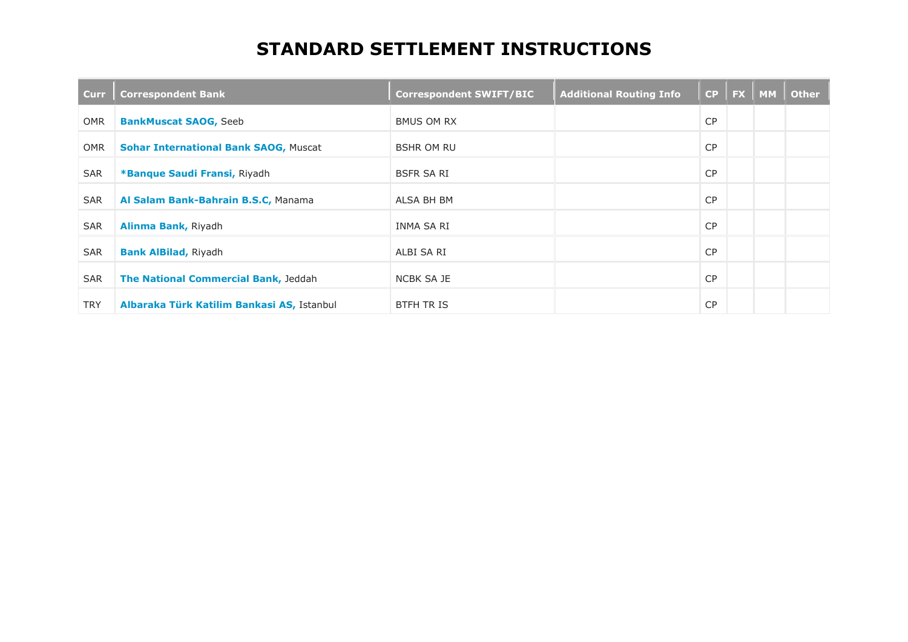# STANDARD SETTLEMENT INSTRUCTIONS

| Curr | Correspondent Bank | Correspondent SWIFT/BIC | Additional Routing Info | CP | FX | MM | Other |
|---|---|---|---|---|---|---|---|
| OMR | **BankMuscat SAOG,** Seeb | BMUS OM RX | | CP | | | |
| OMR | **Sohar International Bank SAOG,** Muscat | BSHR OM RU | | CP | | | |
| SAR | ***Banque Saudi Fransi,** Riyadh | BSFR SA RI | | CP | | | |
| SAR | **Al Salam Bank-Bahrain B.S.C,** Manama | ALSA BH BM | | CP | | | |
| SAR | **Alinma Bank,** Riyadh | INMA SA RI | | CP | | | |
| SAR | **Bank AlBilad,** Riyadh | ALBI SA RI | | CP | | | |
| SAR | **The National Commercial Bank,** Jeddah | NCBK SA JE | | CP | | | |
| TRY | **Albaraka Türk Katilim Bankasi AS,** Istanbul | BTFH TR IS | | CP | | | |